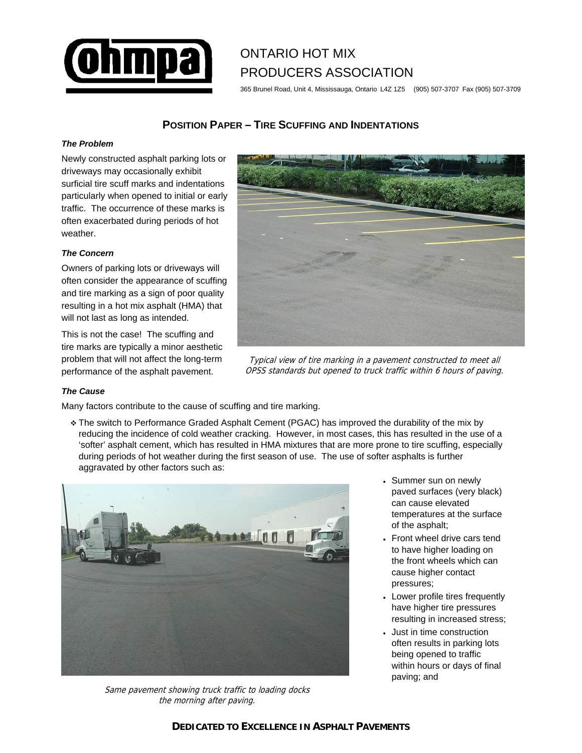# ONTARIO HOT MIX PRODUCERS ASSOCIATION

365 Brunel Road, Unit 4, Mississauga, Ontario L4Z 1Z5 (905) 507-3707 Fax (905) 507-3709

## POSITION PAPER – TIRE SCUFFING AND INDENTATIONS

### *The Problem*

Newly constructed asphalt parking lots or driveways may occasionally exhibit surficial tire scuff marks and indentations particularly when opened to initial or early traffic. The occurrence of these marks is often exacerbated during periods of hot weather.

### *The Concern*

Owners of parking lots or driveways will often consider the appearance of scuffing and tire marking as a sign of poor quality resulting in a hot mix asphalt (HMA) that will not last as long as intended.

This is not the case! The scuffing and tire marks are typically a minor aesthetic problem that will not affect the long-term performance of the asphalt pavement.

*Typical view of tire marking in a pavement constructed to meet all OPSS standards but opened to truck traffic within 6 hours of paving.*

### *The Cause*

Many factors contribute to the cause of scuffing and tire marking.

- The switch to Performance Graded Asphalt Cement (PGAC) has improved the durability of the mix by reducing the incidence of cold weather cracking. However, in most cases, this has resulted in the use of a 'softer' asphalt cement, which has resulted in HMA mixtures that are more prone to tire scuffing, especially during periods of hot weather during the first season of use. The use of softer asphalts is further aggravated by other factors such as:
  - Summer sun on newly paved surfaces (very black) can cause elevated temperatures at the surface of the asphalt;
  - Front wheel drive cars tend to have higher loading on the front wheels which can cause higher contact pressures;
  - Lower profile tires frequently have higher tire pressures resulting in increased stress;
  - Just in time construction often results in parking lots being opened to traffic within hours or days of final paving; and

*Same pavement showing truck traffic to loading docks the morning after paving.*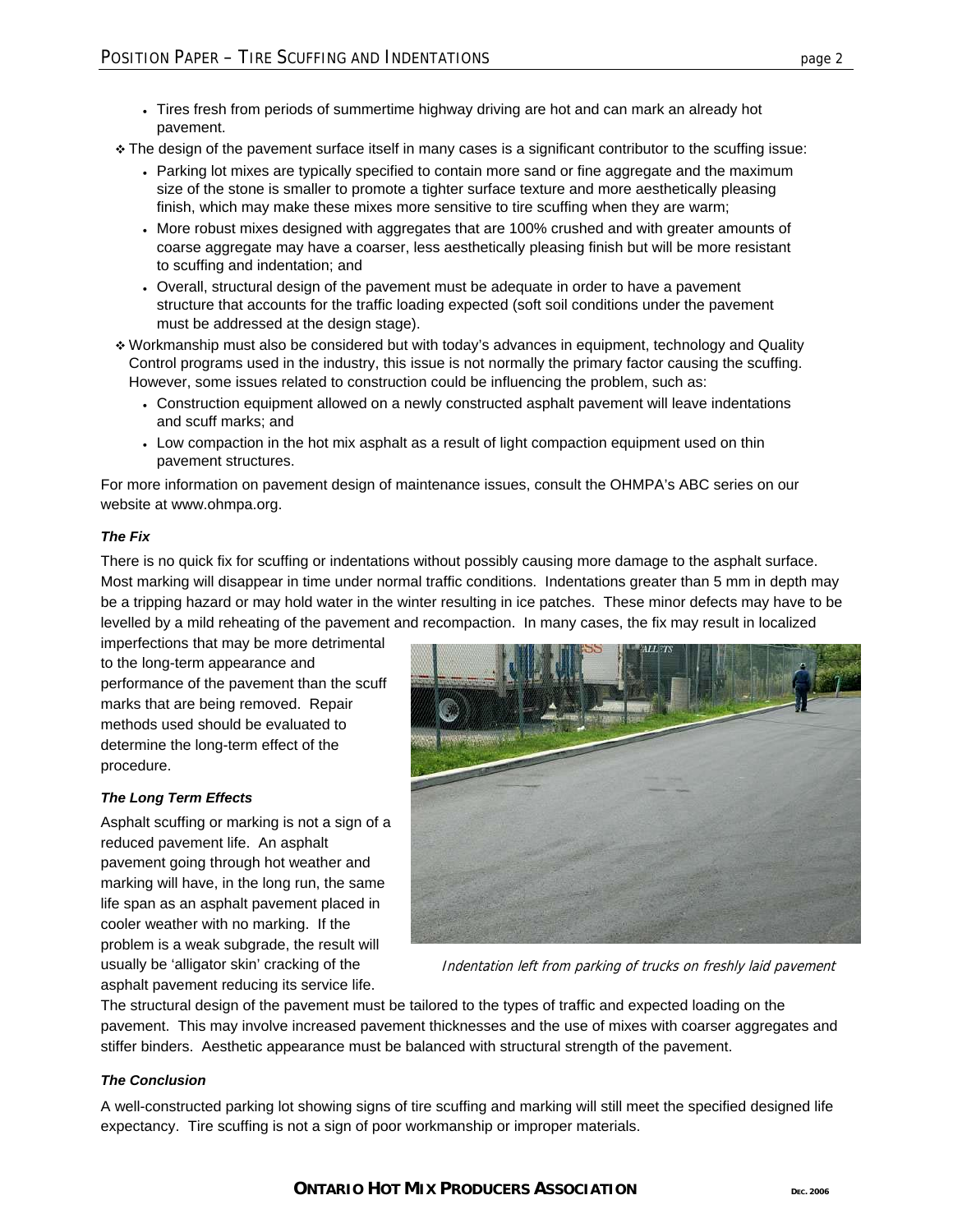- Tires fresh from periods of summertime highway driving are hot and can mark an already hot pavement.

- The design of the pavement surface itself in many cases is a significant contributor to the scuffing issue:
  - Parking lot mixes are typically specified to contain more sand or fine aggregate and the maximum size of the stone is smaller to promote a tighter surface texture and more aesthetically pleasing finish, which may make these mixes more sensitive to tire scuffing when they are warm;
  - More robust mixes designed with aggregates that are 100% crushed and with greater amounts of coarse aggregate may have a coarser, less aesthetically pleasing finish but will be more resistant to scuffing and indentation; and
  - Overall, structural design of the pavement must be adequate in order to have a pavement structure that accounts for the traffic loading expected (soft soil conditions under the pavement must be addressed at the design stage).
- Workmanship must also be considered but with today's advances in equipment, technology and Quality Control programs used in the industry, this issue is not normally the primary factor causing the scuffing. However, some issues related to construction could be influencing the problem, such as:
  - Construction equipment allowed on a newly constructed asphalt pavement will leave indentations and scuff marks; and
  - Low compaction in the hot mix asphalt as a result of light compaction equipment used on thin pavement structures.

For more information on pavement design of maintenance issues, consult the OHMPA's ABC series on our website at www.ohmpa.org.

***The Fix***

There is no quick fix for scuffing or indentations without possibly causing more damage to the asphalt surface. Most marking will disappear in time under normal traffic conditions. Indentations greater than 5 mm in depth may be a tripping hazard or may hold water in the winter resulting in ice patches. These minor defects may have to be levelled by a mild reheating of the pavement and recompaction. In many cases, the fix may result in localized imperfections that may be more detrimental to the long-term appearance and performance of the pavement than the scuff marks that are being removed. Repair methods used should be evaluated to determine the long-term effect of the procedure.

*Indentation left from parking of trucks on freshly laid pavement*

***The Long Term Effects***

Asphalt scuffing or marking is not a sign of a reduced pavement life. An asphalt pavement going through hot weather and marking will have, in the long run, the same life span as an asphalt pavement placed in cooler weather with no marking. If the problem is a weak subgrade, the result will usually be 'alligator skin' cracking of the asphalt pavement reducing its service life. The structural design of the pavement must be tailored to the types of traffic and expected loading on the pavement. This may involve increased pavement thicknesses and the use of mixes with coarser aggregates and stiffer binders. Aesthetic appearance must be balanced with structural strength of the pavement.

***The Conclusion***

A well-constructed parking lot showing signs of tire scuffing and marking will still meet the specified designed life expectancy. Tire scuffing is not a sign of poor workmanship or improper materials.